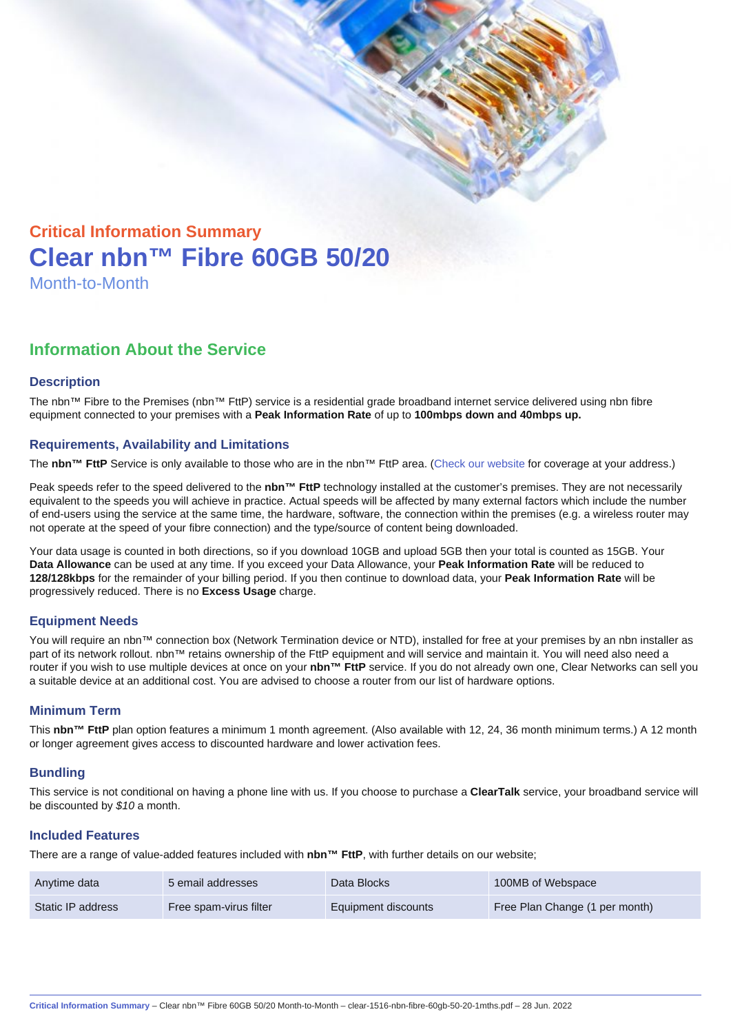Critical Information Summary

# Clear nbn™ Fibre 60GB 50/20

Month-to-Month

## Information About the Service

### Description

The nbn™ Fibre to the Premises (nbn™ FttP) service is a residential grade broadband internet service delivered using nbn fibre equipment connected to your premises with a **Peak Information Rate** of up to **100mbps down and 40mbps up.**

### Requirements, Availability and Limitations

The **nbn™ FttP** Service is only available to those who are in the nbn™ FttP area. (Check our website for coverage at your address.)

Peak speeds refer to the speed delivered to the **nbn™ FttP** technology installed at the customer's premises. They are not necessarily equivalent to the speeds you will achieve in practice. Actual speeds will be affected by many external factors which include the number of end-users using the service at the same time, the hardware, software, the connection within the premises (e.g. a wireless router may not operate at the speed of your fibre connection) and the type/source of content being downloaded.

Your data usage is counted in both directions, so if you download 10GB and upload 5GB then your total is counted as 15GB. Your **Data Allowance** can be used at any time. If you exceed your Data Allowance, your **Peak Information Rate** will be reduced to **128/128kbps** for the remainder of your billing period. If you then continue to download data, your **Peak Information Rate** will be progressively reduced. There is no **Excess Usage** charge.

### Equipment Needs

You will require an nbn™ connection box (Network Termination device or NTD), installed for free at your premises by an nbn installer as part of its network rollout. nbn™ retains ownership of the FttP equipment and will service and maintain it. You will need also need a router if you wish to use multiple devices at once on your **nbn™ FttP** service. If you do not already own one, Clear Networks can sell you a suitable device at an additional cost. You are advised to choose a router from our list of hardware options.

### Minimum Term

This **nbn™ FttP** plan option features a minimum 1 month agreement. (Also available with 12, 24, 36 month minimum terms.) A 12 month or longer agreement gives access to discounted hardware and lower activation fees.

### Bundling

This service is not conditional on having a phone line with us. If you choose to purchase a **ClearTalk** service, your broadband service will be discounted by *$10* a month.

### Included Features

There are a range of value-added features included with **nbn™ FttP**, with further details on our website;

| Anytime data | 5 email addresses | Data Blocks | 100MB of Webspace |
|---|---|---|---|
| Static IP address | Free spam-virus filter | Equipment discounts | Free Plan Change (1 per month) |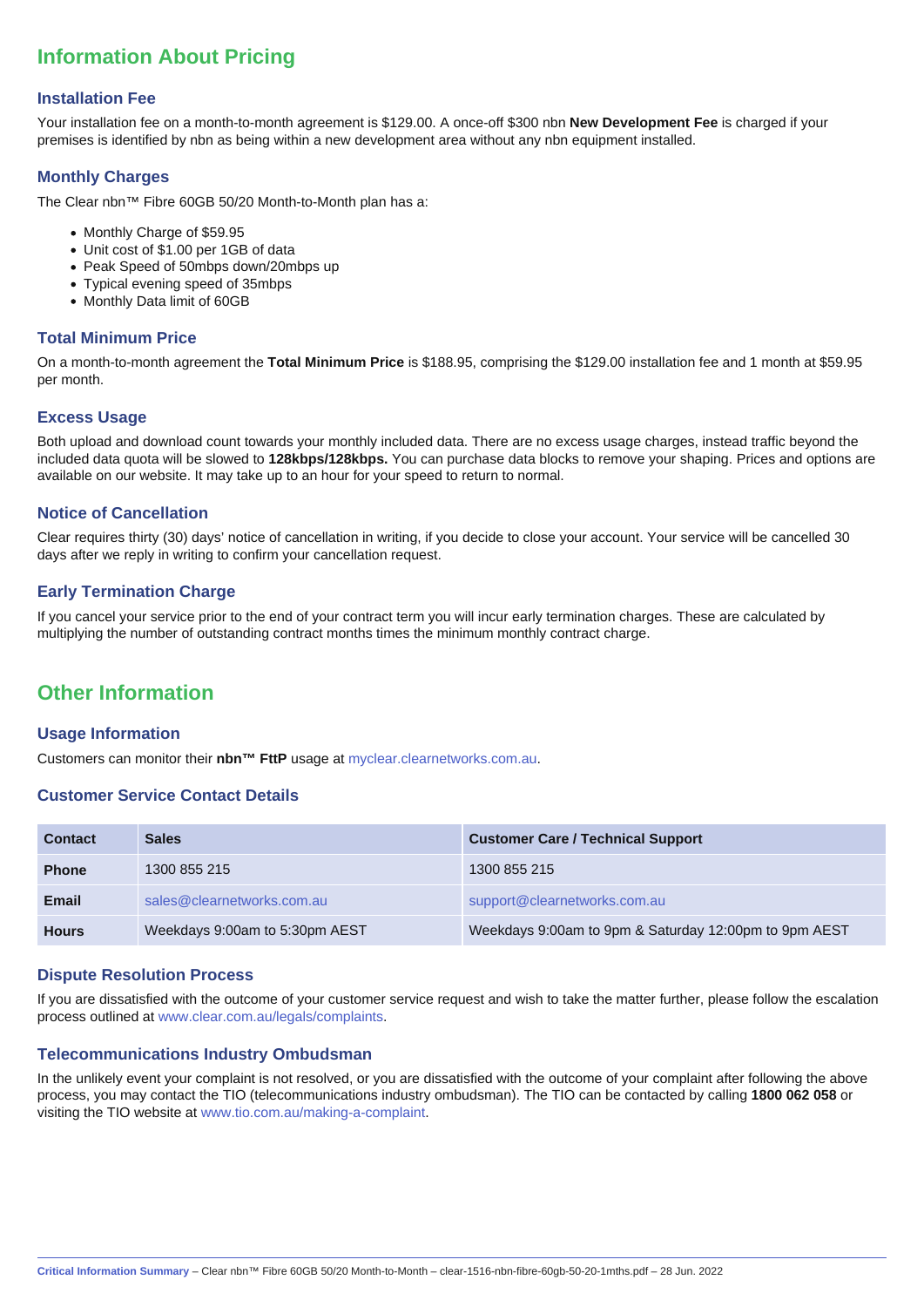# Information About Pricing

## Installation Fee

Your installation fee on a month-to-month agreement is $129.00. A once-off $300 nbn **New Development Fee** is charged if your premises is identified by nbn as being within a new development area without any nbn equipment installed.

## Monthly Charges

The Clear nbn™ Fibre 60GB 50/20 Month-to-Month plan has a:

- Monthly Charge of $59.95
- Unit cost of $1.00 per 1GB of data
- Peak Speed of 50mbps down/20mbps up
- Typical evening speed of 35mbps
- Monthly Data limit of 60GB

## Total Minimum Price

On a month-to-month agreement the **Total Minimum Price** is $188.95, comprising the $129.00 installation fee and 1 month at $59.95 per month.

## Excess Usage

Both upload and download count towards your monthly included data. There are no excess usage charges, instead traffic beyond the included data quota will be slowed to **128kbps/128kbps.** You can purchase data blocks to remove your shaping. Prices and options are available on our website. It may take up to an hour for your speed to return to normal.

## Notice of Cancellation

Clear requires thirty (30) days' notice of cancellation in writing, if you decide to close your account. Your service will be cancelled 30 days after we reply in writing to confirm your cancellation request.

## Early Termination Charge

If you cancel your service prior to the end of your contract term you will incur early termination charges. These are calculated by multiplying the number of outstanding contract months times the minimum monthly contract charge.

# Other Information

## Usage Information

Customers can monitor their **nbn™ FttP** usage at myclear.clearnetworks.com.au.

## Customer Service Contact Details

| Contact | Sales | Customer Care / Technical Support |
|---|---|---|
| **Phone** | 1300 855 215 | 1300 855 215 |
| **Email** | sales@clearnetworks.com.au | support@clearnetworks.com.au |
| **Hours** | Weekdays 9:00am to 5:30pm AEST | Weekdays 9:00am to 9pm & Saturday 12:00pm to 9pm AEST |

## Dispute Resolution Process

If you are dissatisfied with the outcome of your customer service request and wish to take the matter further, please follow the escalation process outlined at www.clear.com.au/legals/complaints.

## Telecommunications Industry Ombudsman

In the unlikely event your complaint is not resolved, or you are dissatisfied with the outcome of your complaint after following the above process, you may contact the TIO (telecommunications industry ombudsman). The TIO can be contacted by calling **1800 062 058** or visiting the TIO website at www.tio.com.au/making-a-complaint.